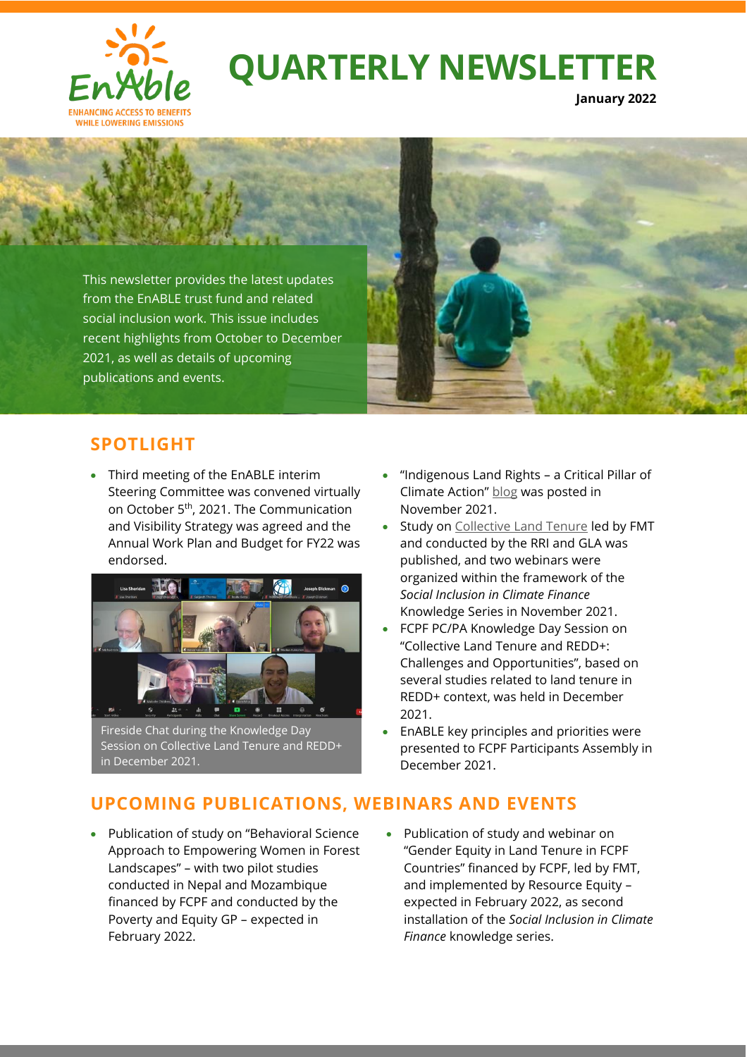EnAble

ENHANCING ACCESS TO BENEFITS WHILE LOWERING EMISSIONS

# QUARTERLY NEWSLETTER

**January 2022**

This newsletter provides the latest updates from the EnABLE trust fund and related social inclusion work. This issue includes recent highlights from October to December 2021, as well as details of upcoming publications and events.

## SPOTLIGHT

- Third meeting of the EnABLE interim Steering Committee was convened virtually on October 5th, 2021. The Communication and Visibility Strategy was agreed and the Annual Work Plan and Budget for FY22 was endorsed.

Fireside Chat during the Knowledge Day Session on Collective Land Tenure and REDD+ in December 2021.

- "Indigenous Land Rights – a Critical Pillar of Climate Action" blog was posted in November 2021.
- Study on Collective Land Tenure led by FMT and conducted by the RRI and GLA was published, and two webinars were organized within the framework of the *Social Inclusion in Climate Finance* Knowledge Series in November 2021.
- FCPF PC/PA Knowledge Day Session on "Collective Land Tenure and REDD+: Challenges and Opportunities", based on several studies related to land tenure in REDD+ context, was held in December 2021.
- EnABLE key principles and priorities were presented to FCPF Participants Assembly in December 2021.

## UPCOMING PUBLICATIONS, WEBINARS AND EVENTS

- Publication of study on "Behavioral Science Approach to Empowering Women in Forest Landscapes" – with two pilot studies conducted in Nepal and Mozambique financed by FCPF and conducted by the Poverty and Equity GP – expected in February 2022.
- Publication of study and webinar on "Gender Equity in Land Tenure in FCPF Countries" financed by FCPF, led by FMT, and implemented by Resource Equity – expected in February 2022, as second installation of the *Social Inclusion in Climate Finance* knowledge series.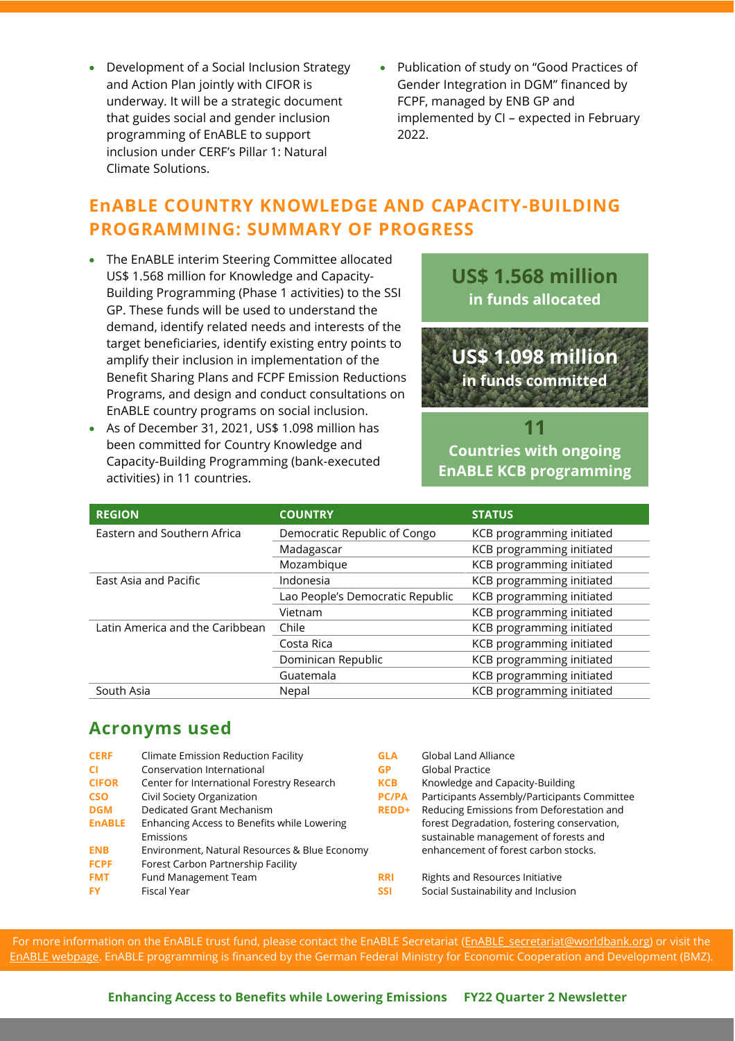- Development of a Social Inclusion Strategy and Action Plan jointly with CIFOR is underway. It will be a strategic document that guides social and gender inclusion programming of EnABLE to support inclusion under CERF's Pillar 1: Natural Climate Solutions.
- Publication of study on "Good Practices of Gender Integration in DGM" financed by FCPF, managed by ENB GP and implemented by CI – expected in February 2022.

## EnABLE COUNTRY KNOWLEDGE AND CAPACITY-BUILDING PROGRAMMING: SUMMARY OF PROGRESS

- The EnABLE interim Steering Committee allocated US$ 1.568 million for Knowledge and Capacity-Building Programming (Phase 1 activities) to the SSI GP. These funds will be used to understand the demand, identify related needs and interests of the target beneficiaries, identify existing entry points to amplify their inclusion in implementation of the Benefit Sharing Plans and FCPF Emission Reductions Programs, and design and conduct consultations on EnABLE country programs on social inclusion.
- As of December 31, 2021, US$ 1.098 million has been committed for Country Knowledge and Capacity-Building Programming (bank-executed activities) in 11 countries.

**US$ 1.568 million**
**in funds allocated**

**US$ 1.098 million**
**in funds committed**

**11**
**Countries with ongoing EnABLE KCB programming**

| REGION | COUNTRY | STATUS |
|---|---|---|
| Eastern and Southern Africa | Democratic Republic of Congo | KCB programming initiated |
| | Madagascar | KCB programming initiated |
| | Mozambique | KCB programming initiated |
| East Asia and Pacific | Indonesia | KCB programming initiated |
| | Lao People's Democratic Republic | KCB programming initiated |
| | Vietnam | KCB programming initiated |
| Latin America and the Caribbean | Chile | KCB programming initiated |
| | Costa Rica | KCB programming initiated |
| | Dominican Republic | KCB programming initiated |
| | Guatemala | KCB programming initiated |
| South Asia | Nepal | KCB programming initiated |

## Acronyms used

| | |
|---|---|
| **CERF** | Climate Emission Reduction Facility |
| **CI** | Conservation International |
| **CIFOR** | Center for International Forestry Research |
| **CSO** | Civil Society Organization |
| **DGM** | Dedicated Grant Mechanism |
| **EnABLE** | Enhancing Access to Benefits while Lowering Emissions |
| **ENB** | Environment, Natural Resources & Blue Economy |
| **FCPF** | Forest Carbon Partnership Facility |
| **FMT** | Fund Management Team |
| **FY** | Fiscal Year |
| **GLA** | Global Land Alliance |
| **GP** | Global Practice |
| **KCB** | Knowledge and Capacity-Building |
| **PC/PA** | Participants Assembly/Participants Committee |
| **REDD+** | Reducing Emissions from Deforestation and forest Degradation, fostering conservation, sustainable management of forests and enhancement of forest carbon stocks. |
| **RRI** | Rights and Resources Initiative |
| **SSI** | Social Sustainability and Inclusion |

For more information on the EnABLE trust fund, please contact the EnABLE Secretariat (EnABLE_secretariat@worldbank.org) or visit the EnABLE webpage. EnABLE programming is financed by the German Federal Ministry for Economic Cooperation and Development (BMZ).